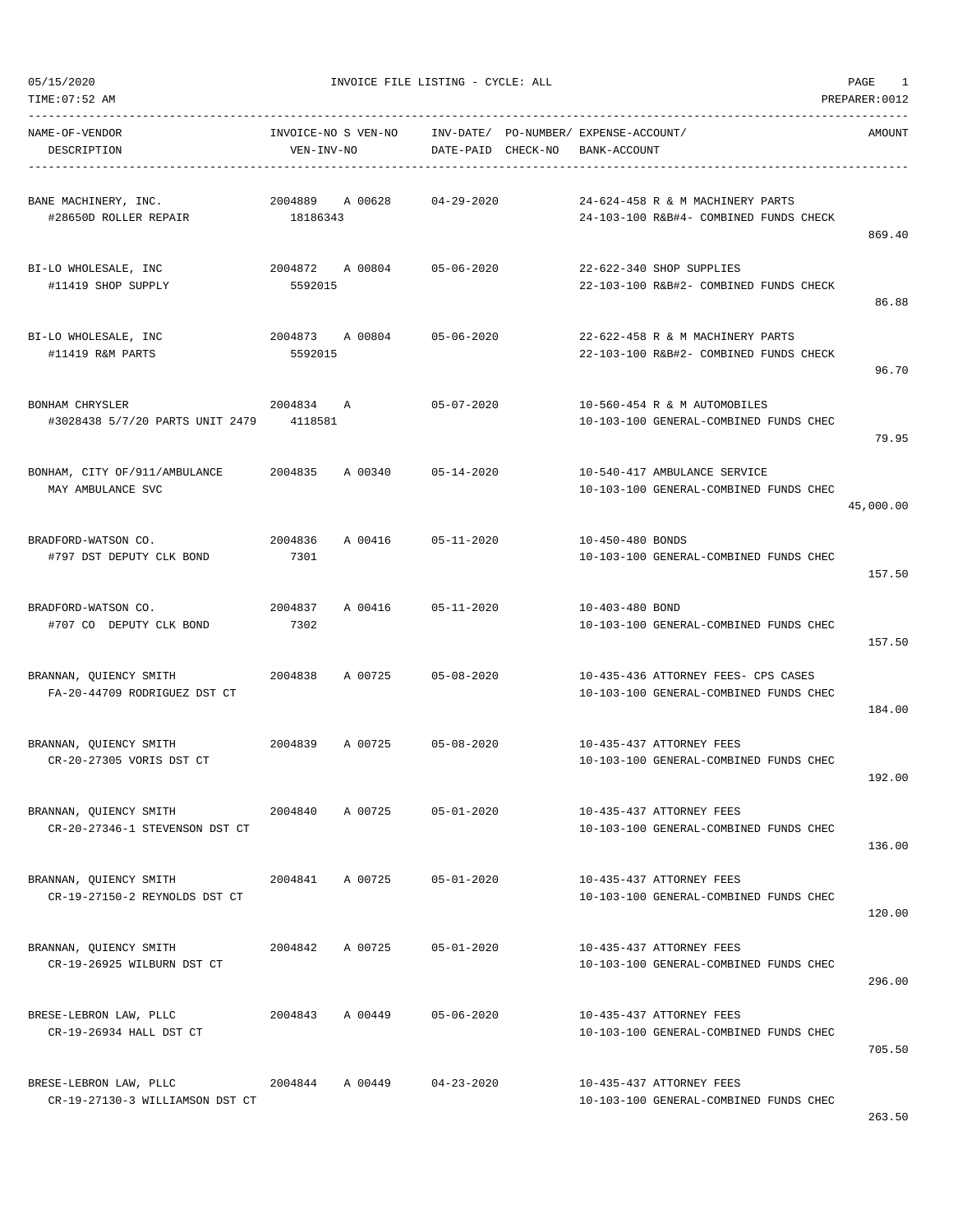05/15/2020 INVOICE FILE LISTING - CYCLE: ALL

TIME:07:52 AM PREPARER:0012

| NAME-OF-VENDOR / DESCRIPTION | INVOICE-NO S VEN-NO / VEN-INV-NO | INV-DATE/ DATE-PAID | PO-NUMBER/ CHECK-NO | EXPENSE-ACCOUNT/ BANK-ACCOUNT | AMOUNT |
|---|---|---|---|---|---|
| BANE MACHINERY, INC.<br>#28650D ROLLER REPAIR | 2004889 A 00628<br>18186343 | 04-29-2020 | | 24-624-458 R & M MACHINERY PARTS<br>24-103-100 R&B#4- COMBINED FUNDS CHECK | 869.40 |
| BI-LO WHOLESALE, INC<br>#11419 SHOP SUPPLY | 2004872 A 00804<br>5592015 | 05-06-2020 | | 22-622-340 SHOP SUPPLIES<br>22-103-100 R&B#2- COMBINED FUNDS CHECK | 86.88 |
| BI-LO WHOLESALE, INC<br>#11419 R&M PARTS | 2004873 A 00804<br>5592015 | 05-06-2020 | | 22-622-458 R & M MACHINERY PARTS<br>22-103-100 R&B#2- COMBINED FUNDS CHECK | 96.70 |
| BONHAM CHRYSLER<br>#3028438 5/7/20 PARTS UNIT 2479 | 2004834 A<br>4118581 | 05-07-2020 | | 10-560-454 R & M AUTOMOBILES<br>10-103-100 GENERAL-COMBINED FUNDS CHEC | 79.95 |
| BONHAM, CITY OF/911/AMBULANCE<br>MAY AMBULANCE SVC | 2004835 A 00340 | 05-14-2020 | | 10-540-417 AMBULANCE SERVICE<br>10-103-100 GENERAL-COMBINED FUNDS CHEC | 45,000.00 |
| BRADFORD-WATSON CO.<br>#797 DST DEPUTY CLK BOND | 2004836 A 00416<br>7301 | 05-11-2020 | | 10-450-480 BONDS<br>10-103-100 GENERAL-COMBINED FUNDS CHEC | 157.50 |
| BRADFORD-WATSON CO.<br>#707 CO DEPUTY CLK BOND | 2004837 A 00416<br>7302 | 05-11-2020 | | 10-403-480 BOND<br>10-103-100 GENERAL-COMBINED FUNDS CHEC | 157.50 |
| BRANNAN, QUIENCY SMITH<br>FA-20-44709 RODRIGUEZ DST CT | 2004838 A 00725 | 05-08-2020 | | 10-435-436 ATTORNEY FEES- CPS CASES<br>10-103-100 GENERAL-COMBINED FUNDS CHEC | 184.00 |
| BRANNAN, QUIENCY SMITH<br>CR-20-27305 VORIS DST CT | 2004839 A 00725 | 05-08-2020 | | 10-435-437 ATTORNEY FEES<br>10-103-100 GENERAL-COMBINED FUNDS CHEC | 192.00 |
| BRANNAN, QUIENCY SMITH<br>CR-20-27346-1 STEVENSON DST CT | 2004840 A 00725 | 05-01-2020 | | 10-435-437 ATTORNEY FEES<br>10-103-100 GENERAL-COMBINED FUNDS CHEC | 136.00 |
| BRANNAN, QUIENCY SMITH<br>CR-19-27150-2 REYNOLDS DST CT | 2004841 A 00725 | 05-01-2020 | | 10-435-437 ATTORNEY FEES<br>10-103-100 GENERAL-COMBINED FUNDS CHEC | 120.00 |
| BRANNAN, QUIENCY SMITH<br>CR-19-26925 WILBURN DST CT | 2004842 A 00725 | 05-01-2020 | | 10-435-437 ATTORNEY FEES<br>10-103-100 GENERAL-COMBINED FUNDS CHEC | 296.00 |
| BRESE-LEBRON LAW, PLLC<br>CR-19-26934 HALL DST CT | 2004843 A 00449 | 05-06-2020 | | 10-435-437 ATTORNEY FEES<br>10-103-100 GENERAL-COMBINED FUNDS CHEC | 705.50 |
| BRESE-LEBRON LAW, PLLC<br>CR-19-27130-3 WILLIAMSON DST CT | 2004844 A 00449 | 04-23-2020 | | 10-435-437 ATTORNEY FEES<br>10-103-100 GENERAL-COMBINED FUNDS CHEC | 263.50 |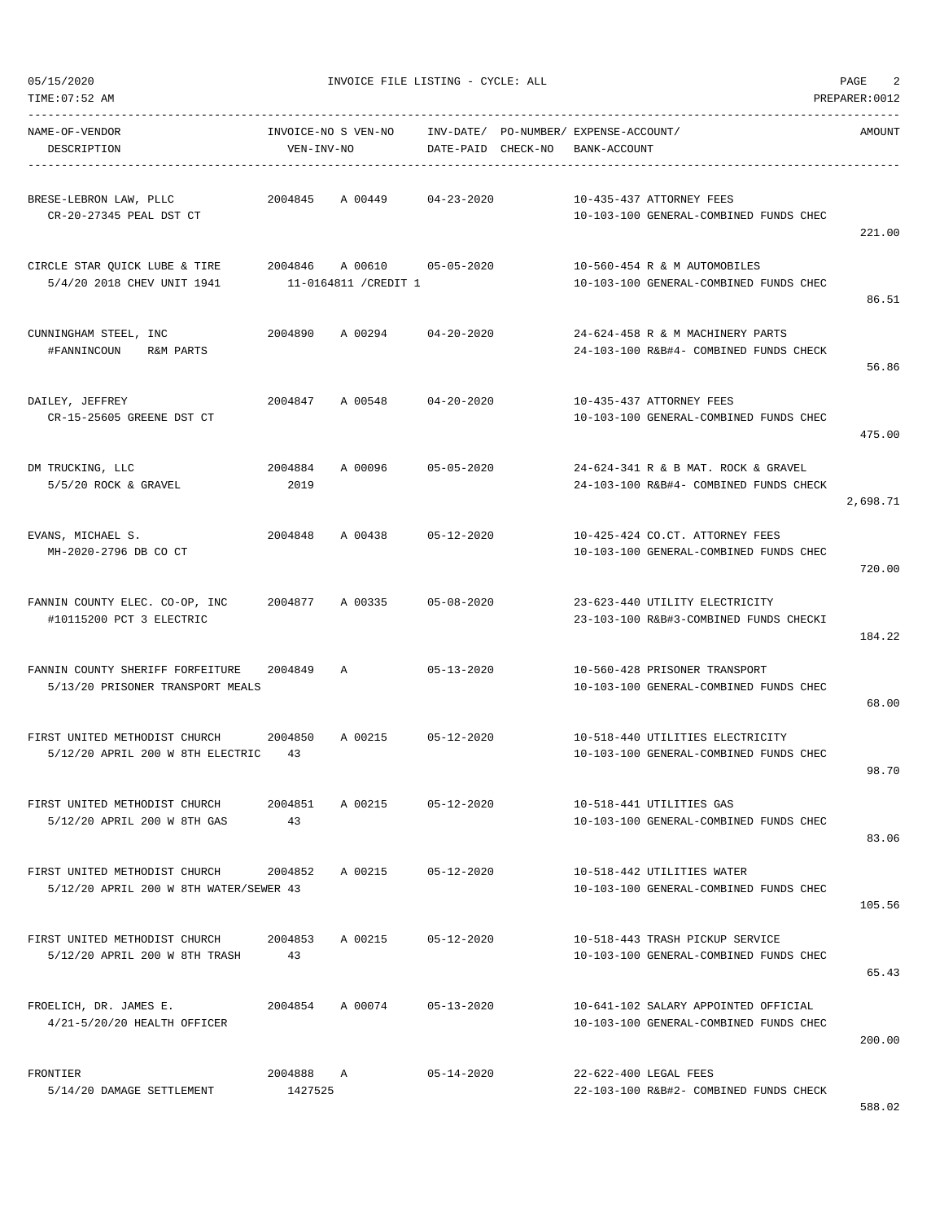05/15/2020 INVOICE FILE LISTING - CYCLE: ALL

TIME:07:52 AM PREPARER:0012

| NAME-OF-VENDOR / DESCRIPTION | INVOICE-NO | S | VEN-NO / VEN-INV-NO | INV-DATE/ DATE-PAID | PO-NUMBER/ CHECK-NO | EXPENSE-ACCOUNT/ BANK-ACCOUNT | AMOUNT |
|---|---|---|---|---|---|---|---|
| BRESE-LEBRON LAW, PLLC<br>CR-20-27345 PEAL DST CT | 2004845 | A | 00449 | 04-23-2020 | | 10-435-437 ATTORNEY FEES<br>10-103-100 GENERAL-COMBINED FUNDS CHEC | 221.00 |
| CIRCLE STAR QUICK LUBE & TIRE<br>5/4/20 2018 CHEV UNIT 1941 | 2004846 | A | 00610<br>11-0164811 /CREDIT 1 | 05-05-2020 | | 10-560-454 R & M AUTOMOBILES<br>10-103-100 GENERAL-COMBINED FUNDS CHEC | 86.51 |
| CUNNINGHAM STEEL, INC<br>#FANNINCOUN R&M PARTS | 2004890 | A | 00294 | 04-20-2020 | | 24-624-458 R & M MACHINERY PARTS<br>24-103-100 R&B#4- COMBINED FUNDS CHECK | 56.86 |
| DAILEY, JEFFREY<br>CR-15-25605 GREENE DST CT | 2004847 | A | 00548 | 04-20-2020 | | 10-435-437 ATTORNEY FEES<br>10-103-100 GENERAL-COMBINED FUNDS CHEC | 475.00 |
| DM TRUCKING, LLC<br>5/5/20 ROCK & GRAVEL | 2004884 | A | 00096<br>2019 | 05-05-2020 | | 24-624-341 R & B MAT. ROCK & GRAVEL<br>24-103-100 R&B#4- COMBINED FUNDS CHECK | 2,698.71 |
| EVANS, MICHAEL S.<br>MH-2020-2796 DB CO CT | 2004848 | A | 00438 | 05-12-2020 | | 10-425-424 CO.CT. ATTORNEY FEES<br>10-103-100 GENERAL-COMBINED FUNDS CHEC | 720.00 |
| FANNIN COUNTY ELEC. CO-OP, INC<br>#10115200 PCT 3 ELECTRIC | 2004877 | A | 00335 | 05-08-2020 | | 23-623-440 UTILITY ELECTRICITY<br>23-103-100 R&B#3-COMBINED FUNDS CHECKI | 184.22 |
| FANNIN COUNTY SHERIFF FORFEITURE<br>5/13/20 PRISONER TRANSPORT MEALS | 2004849 | A | | 05-13-2020 | | 10-560-428 PRISONER TRANSPORT<br>10-103-100 GENERAL-COMBINED FUNDS CHEC | 68.00 |
| FIRST UNITED METHODIST CHURCH<br>5/12/20 APRIL 200 W 8TH ELECTRIC | 2004850 | A | 00215<br>43 | 05-12-2020 | | 10-518-440 UTILITIES ELECTRICITY<br>10-103-100 GENERAL-COMBINED FUNDS CHEC | 98.70 |
| FIRST UNITED METHODIST CHURCH<br>5/12/20 APRIL 200 W 8TH GAS | 2004851 | A | 00215<br>43 | 05-12-2020 | | 10-518-441 UTILITIES GAS<br>10-103-100 GENERAL-COMBINED FUNDS CHEC | 83.06 |
| FIRST UNITED METHODIST CHURCH<br>5/12/20 APRIL 200 W 8TH WATER/SEWER | 2004852 | A | 00215<br>43 | 05-12-2020 | | 10-518-442 UTILITIES WATER<br>10-103-100 GENERAL-COMBINED FUNDS CHEC | 105.56 |
| FIRST UNITED METHODIST CHURCH<br>5/12/20 APRIL 200 W 8TH TRASH | 2004853 | A | 00215<br>43 | 05-12-2020 | | 10-518-443 TRASH PICKUP SERVICE<br>10-103-100 GENERAL-COMBINED FUNDS CHEC | 65.43 |
| FROELICH, DR. JAMES E.<br>4/21-5/20/20 HEALTH OFFICER | 2004854 | A | 00074 | 05-13-2020 | | 10-641-102 SALARY APPOINTED OFFICIAL<br>10-103-100 GENERAL-COMBINED FUNDS CHEC | 200.00 |
| FRONTIER<br>5/14/20 DAMAGE SETTLEMENT | 2004888 | A | <br>1427525 | 05-14-2020 | | 22-622-400 LEGAL FEES<br>22-103-100 R&B#2- COMBINED FUNDS CHECK | 588.02 |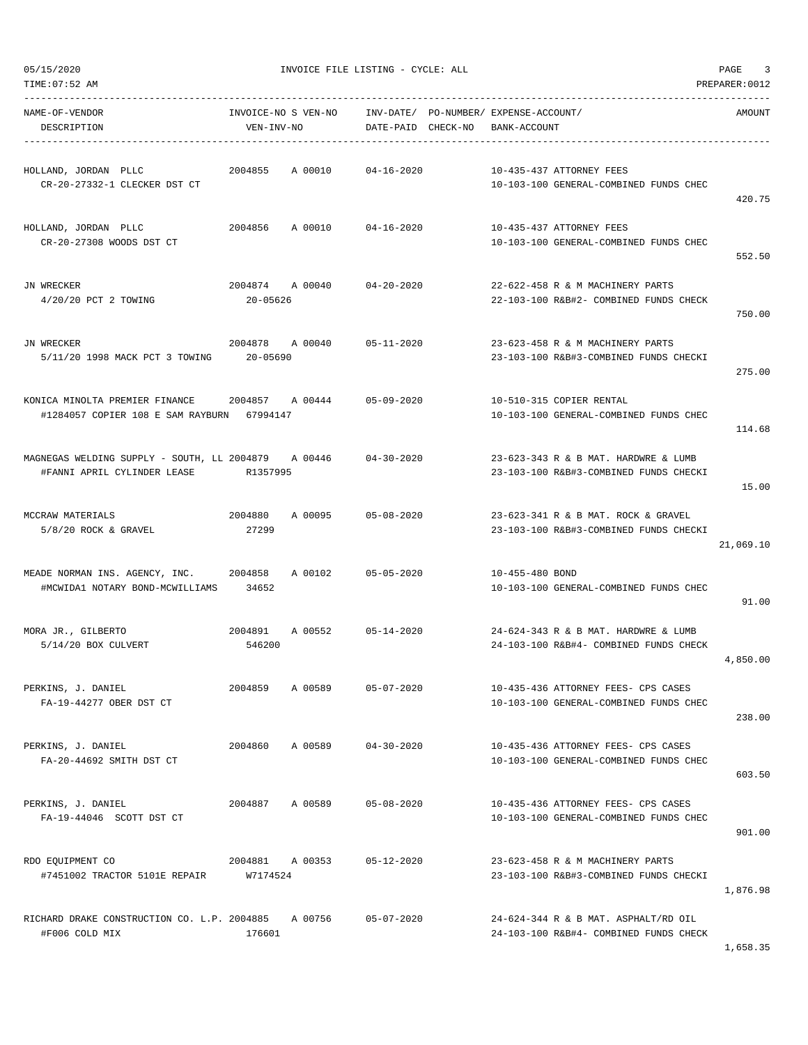05/15/2020 INVOICE FILE LISTING - CYCLE: ALL
TIME:07:52 AM PREPARER:0012

| NAME-OF-VENDOR / DESCRIPTION | INVOICE-NO / VEN-INV-NO | S VEN-NO | INV-DATE/ DATE-PAID | PO-NUMBER/ CHECK-NO | EXPENSE-ACCOUNT/ BANK-ACCOUNT | AMOUNT |
|---|---|---|---|---|---|---|
| HOLLAND, JORDAN PLLC<br>CR-20-27332-1 CLECKER DST CT | 2004855 | A 00010 | 04-16-2020 | | 10-435-437 ATTORNEY FEES<br>10-103-100 GENERAL-COMBINED FUNDS CHEC | 420.75 |
| HOLLAND, JORDAN PLLC<br>CR-20-27308 WOODS DST CT | 2004856 | A 00010 | 04-16-2020 | | 10-435-437 ATTORNEY FEES<br>10-103-100 GENERAL-COMBINED FUNDS CHEC | 552.50 |
| JN WRECKER<br>4/20/20 PCT 2 TOWING | 2004874<br>20-05626 | A 00040 | 04-20-2020 | | 22-622-458 R & M MACHINERY PARTS<br>22-103-100 R&B#2- COMBINED FUNDS CHECK | 750.00 |
| JN WRECKER<br>5/11/20 1998 MACK PCT 3 TOWING | 2004878<br>20-05690 | A 00040 | 05-11-2020 | | 23-623-458 R & M MACHINERY PARTS<br>23-103-100 R&B#3-COMBINED FUNDS CHECKI | 275.00 |
| KONICA MINOLTA PREMIER FINANCE<br>#1284057 COPIER 108 E SAM RAYBURN | 2004857<br>67994147 | A 00444 | 05-09-2020 | | 10-510-315 COPIER RENTAL<br>10-103-100 GENERAL-COMBINED FUNDS CHEC | 114.68 |
| MAGNEGAS WELDING SUPPLY - SOUTH, LL<br>#FANNI APRIL CYLINDER LEASE | 2004879<br>R1357995 | A 00446 | 04-30-2020 | | 23-623-343 R & B MAT. HARDWRE & LUMB<br>23-103-100 R&B#3-COMBINED FUNDS CHECKI | 15.00 |
| MCCRAW MATERIALS<br>5/8/20 ROCK & GRAVEL | 2004880<br>27299 | A 00095 | 05-08-2020 | | 23-623-341 R & B MAT. ROCK & GRAVEL<br>23-103-100 R&B#3-COMBINED FUNDS CHECKI | 21,069.10 |
| MEADE NORMAN INS. AGENCY, INC.<br>#MCWIDA1 NOTARY BOND-MCWILLIAMS | 2004858<br>34652 | A 00102 | 05-05-2020 | | 10-455-480 BOND<br>10-103-100 GENERAL-COMBINED FUNDS CHEC | 91.00 |
| MORA JR., GILBERTO<br>5/14/20 BOX CULVERT | 2004891<br>546200 | A 00552 | 05-14-2020 | | 24-624-343 R & B MAT. HARDWRE & LUMB<br>24-103-100 R&B#4- COMBINED FUNDS CHECK | 4,850.00 |
| PERKINS, J. DANIEL<br>FA-19-44277 OBER DST CT | 2004859 | A 00589 | 05-07-2020 | | 10-435-436 ATTORNEY FEES- CPS CASES<br>10-103-100 GENERAL-COMBINED FUNDS CHEC | 238.00 |
| PERKINS, J. DANIEL<br>FA-20-44692 SMITH DST CT | 2004860 | A 00589 | 04-30-2020 | | 10-435-436 ATTORNEY FEES- CPS CASES<br>10-103-100 GENERAL-COMBINED FUNDS CHEC | 603.50 |
| PERKINS, J. DANIEL<br>FA-19-44046 SCOTT DST CT | 2004887 | A 00589 | 05-08-2020 | | 10-435-436 ATTORNEY FEES- CPS CASES<br>10-103-100 GENERAL-COMBINED FUNDS CHEC | 901.00 |
| RDO EQUIPMENT CO<br>#7451002 TRACTOR 5101E REPAIR | 2004881<br>W7174524 | A 00353 | 05-12-2020 | | 23-623-458 R & M MACHINERY PARTS<br>23-103-100 R&B#3-COMBINED FUNDS CHECKI | 1,876.98 |
| RICHARD DRAKE CONSTRUCTION CO. L.P.<br>#F006 COLD MIX | 2004885<br>176601 | A 00756 | 05-07-2020 | | 24-624-344 R & B MAT. ASPHALT/RD OIL<br>24-103-100 R&B#4- COMBINED FUNDS CHECK | 1,658.35 |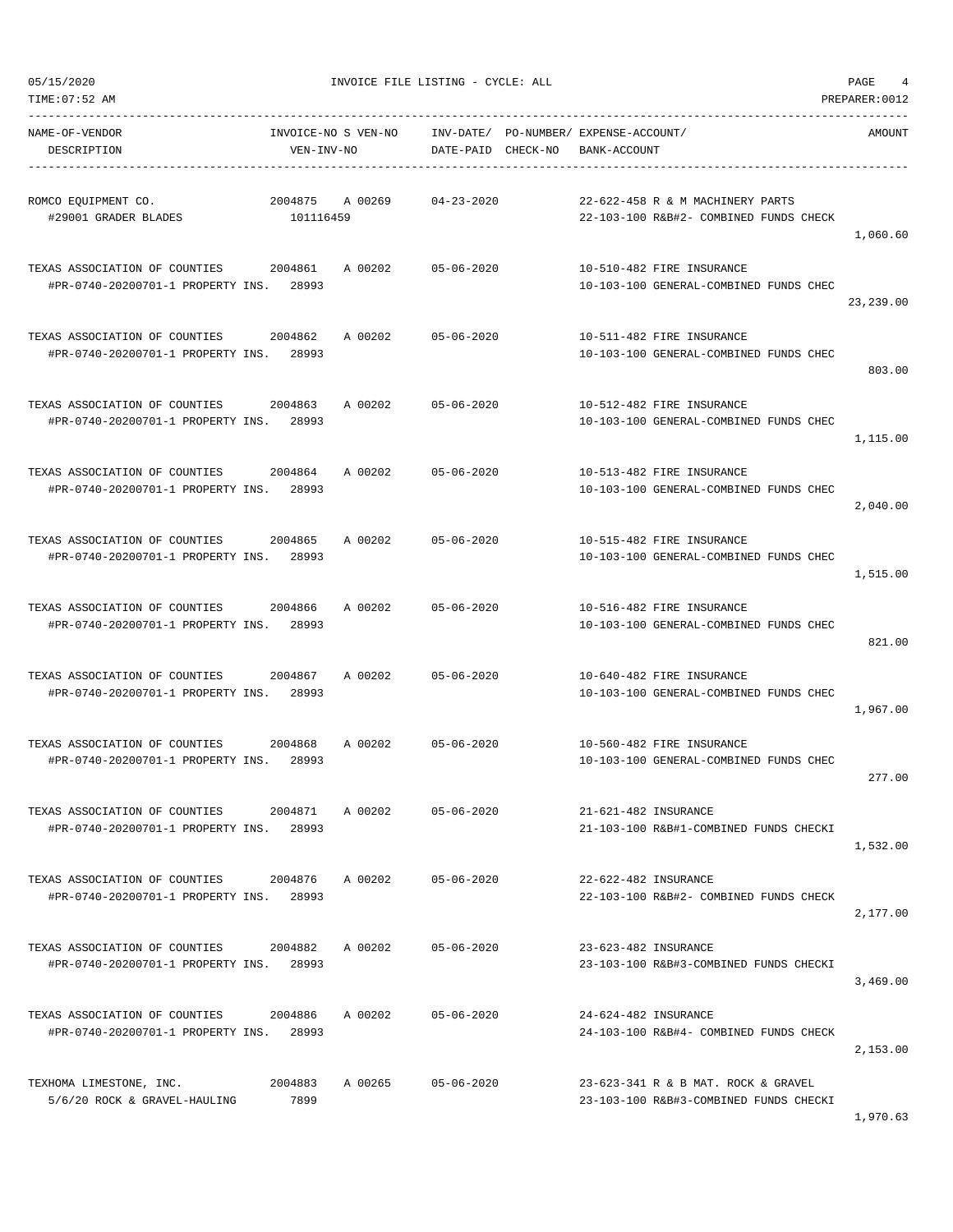05/15/2020 INVOICE FILE LISTING - CYCLE: ALL

TIME:07:52 AM PREPARER:0012

| NAME-OF-VENDOR DESCRIPTION | INVOICE-NO VEN-INV-NO | S | VEN-NO | INV-DATE/ DATE-PAID | PO-NUMBER/ CHECK-NO | EXPENSE-ACCOUNT/ BANK-ACCOUNT | AMOUNT |
|---|---|---|---|---|---|---|---|
| ROMCO EQUIPMENT CO. #29001 GRADER BLADES | 2004875 101116459 | A | 00269 | 04-23-2020 | | 22-622-458 R & M MACHINERY PARTS 22-103-100 R&B#2- COMBINED FUNDS CHECK | 1,060.60 |
| TEXAS ASSOCIATION OF COUNTIES #PR-0740-20200701-1 PROPERTY INS. | 2004861 28993 | A | 00202 | 05-06-2020 | | 10-510-482 FIRE INSURANCE 10-103-100 GENERAL-COMBINED FUNDS CHEC | 23,239.00 |
| TEXAS ASSOCIATION OF COUNTIES #PR-0740-20200701-1 PROPERTY INS. | 2004862 28993 | A | 00202 | 05-06-2020 | | 10-511-482 FIRE INSURANCE 10-103-100 GENERAL-COMBINED FUNDS CHEC | 803.00 |
| TEXAS ASSOCIATION OF COUNTIES #PR-0740-20200701-1 PROPERTY INS. | 2004863 28993 | A | 00202 | 05-06-2020 | | 10-512-482 FIRE INSURANCE 10-103-100 GENERAL-COMBINED FUNDS CHEC | 1,115.00 |
| TEXAS ASSOCIATION OF COUNTIES #PR-0740-20200701-1 PROPERTY INS. | 2004864 28993 | A | 00202 | 05-06-2020 | | 10-513-482 FIRE INSURANCE 10-103-100 GENERAL-COMBINED FUNDS CHEC | 2,040.00 |
| TEXAS ASSOCIATION OF COUNTIES #PR-0740-20200701-1 PROPERTY INS. | 2004865 28993 | A | 00202 | 05-06-2020 | | 10-515-482 FIRE INSURANCE 10-103-100 GENERAL-COMBINED FUNDS CHEC | 1,515.00 |
| TEXAS ASSOCIATION OF COUNTIES #PR-0740-20200701-1 PROPERTY INS. | 2004866 28993 | A | 00202 | 05-06-2020 | | 10-516-482 FIRE INSURANCE 10-103-100 GENERAL-COMBINED FUNDS CHEC | 821.00 |
| TEXAS ASSOCIATION OF COUNTIES #PR-0740-20200701-1 PROPERTY INS. | 2004867 28993 | A | 00202 | 05-06-2020 | | 10-640-482 FIRE INSURANCE 10-103-100 GENERAL-COMBINED FUNDS CHEC | 1,967.00 |
| TEXAS ASSOCIATION OF COUNTIES #PR-0740-20200701-1 PROPERTY INS. | 2004868 28993 | A | 00202 | 05-06-2020 | | 10-560-482 FIRE INSURANCE 10-103-100 GENERAL-COMBINED FUNDS CHEC | 277.00 |
| TEXAS ASSOCIATION OF COUNTIES #PR-0740-20200701-1 PROPERTY INS. | 2004871 28993 | A | 00202 | 05-06-2020 | | 21-621-482 INSURANCE 21-103-100 R&B#1-COMBINED FUNDS CHECKI | 1,532.00 |
| TEXAS ASSOCIATION OF COUNTIES #PR-0740-20200701-1 PROPERTY INS. | 2004876 28993 | A | 00202 | 05-06-2020 | | 22-622-482 INSURANCE 22-103-100 R&B#2- COMBINED FUNDS CHECK | 2,177.00 |
| TEXAS ASSOCIATION OF COUNTIES #PR-0740-20200701-1 PROPERTY INS. | 2004882 28993 | A | 00202 | 05-06-2020 | | 23-623-482 INSURANCE 23-103-100 R&B#3-COMBINED FUNDS CHECKI | 3,469.00 |
| TEXAS ASSOCIATION OF COUNTIES #PR-0740-20200701-1 PROPERTY INS. | 2004886 28993 | A | 00202 | 05-06-2020 | | 24-624-482 INSURANCE 24-103-100 R&B#4- COMBINED FUNDS CHECK | 2,153.00 |
| TEXHOMA LIMESTONE, INC. 5/6/20 ROCK & GRAVEL-HAULING | 2004883 7899 | A | 00265 | 05-06-2020 | | 23-623-341 R & B MAT. ROCK & GRAVEL 23-103-100 R&B#3-COMBINED FUNDS CHECKI | 1,970.63 |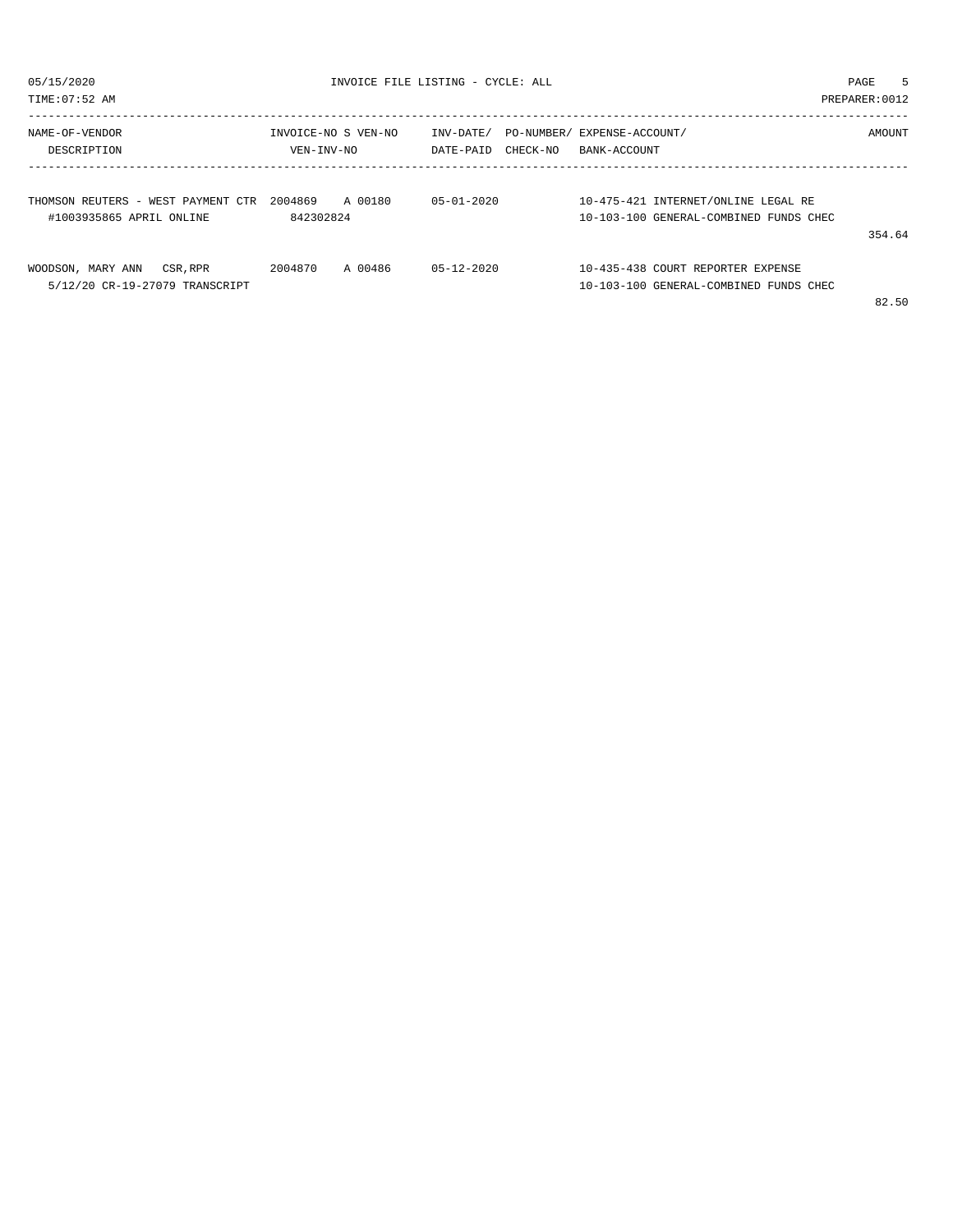INVOICE FILE LISTING - CYCLE: ALL

05/15/2020
TIME:07:52 AM
PREPARER:0012

| NAME-OF-VENDOR / DESCRIPTION | INVOICE-NO / VEN-INV-NO | S | VEN-NO | INV-DATE/ DATE-PAID | PO-NUMBER/ CHECK-NO | EXPENSE-ACCOUNT/ BANK-ACCOUNT | AMOUNT |
|---|---|---|---|---|---|---|---|
| THOMSON REUTERS - WEST PAYMENT CTR | 2004869 | A | 00180 | 05-01-2020 | | 10-475-421 INTERNET/ONLINE LEGAL RE | |
| #1003935865 APRIL ONLINE | 842302824 | | | | | 10-103-100 GENERAL-COMBINED FUNDS CHEC | 354.64 |
| WOODSON, MARY ANN CSR,RPR | 2004870 | A | 00486 | 05-12-2020 | | 10-435-438 COURT REPORTER EXPENSE | |
| 5/12/20 CR-19-27079 TRANSCRIPT | | | | | | 10-103-100 GENERAL-COMBINED FUNDS CHEC | 82.50 |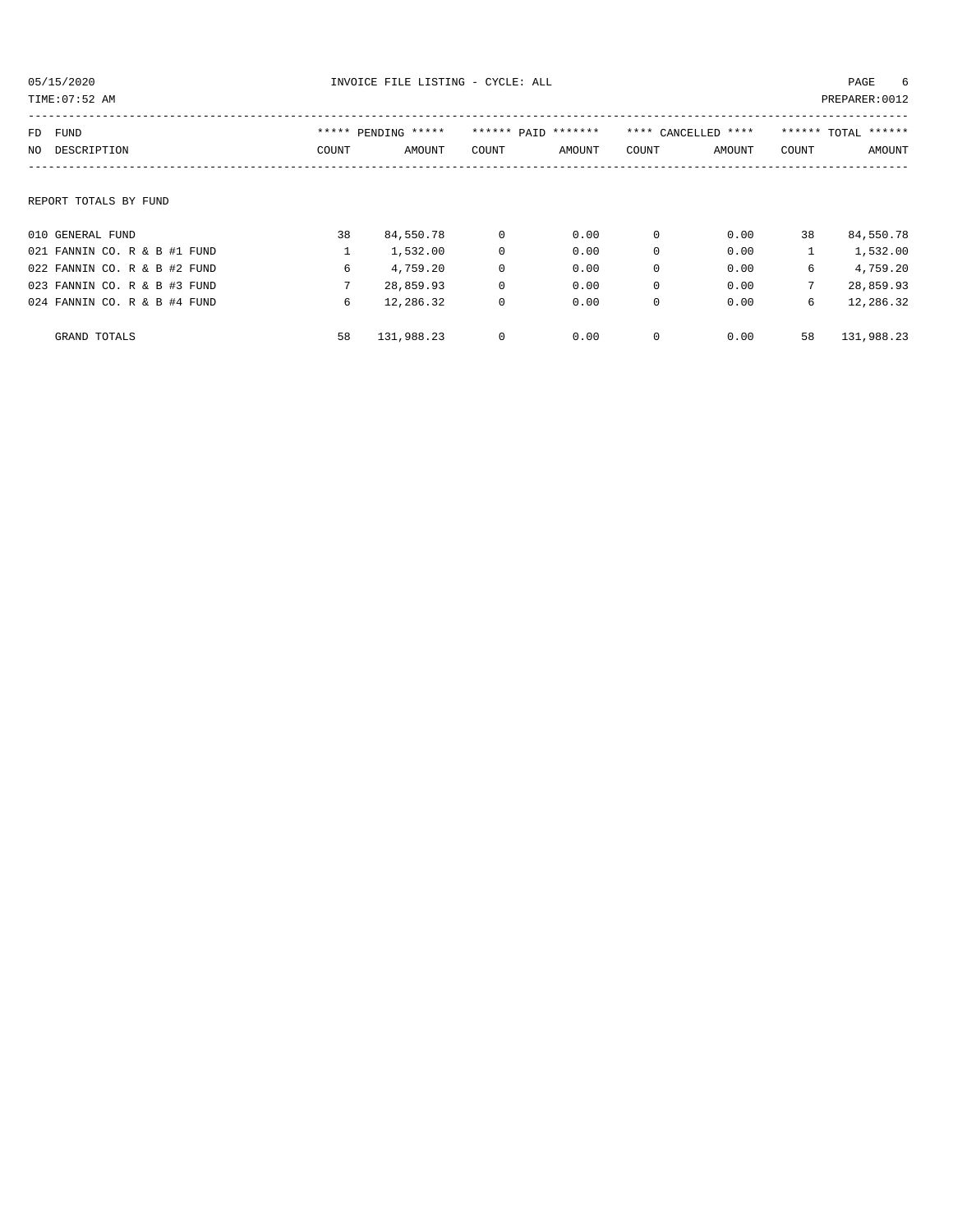REPORT TOTALS BY FUND

| FD NO | FUND DESCRIPTION | ***** PENDING ***** COUNT | AMOUNT | ****** PAID ******* COUNT | AMOUNT | **** CANCELLED **** COUNT | AMOUNT | ****** TOTAL ****** COUNT | AMOUNT |
|---|---|---|---|---|---|---|---|---|---|
| 010 | GENERAL FUND | 38 | 84,550.78 | 0 | 0.00 | 0 | 0.00 | 38 | 84,550.78 |
| 021 | FANNIN CO. R & B #1 FUND | 1 | 1,532.00 | 0 | 0.00 | 0 | 0.00 | 1 | 1,532.00 |
| 022 | FANNIN CO. R & B #2 FUND | 6 | 4,759.20 | 0 | 0.00 | 0 | 0.00 | 6 | 4,759.20 |
| 023 | FANNIN CO. R & B #3 FUND | 7 | 28,859.93 | 0 | 0.00 | 0 | 0.00 | 7 | 28,859.93 |
| 024 | FANNIN CO. R & B #4 FUND | 6 | 12,286.32 | 0 | 0.00 | 0 | 0.00 | 6 | 12,286.32 |
| | GRAND TOTALS | 58 | 131,988.23 | 0 | 0.00 | 0 | 0.00 | 58 | 131,988.23 |